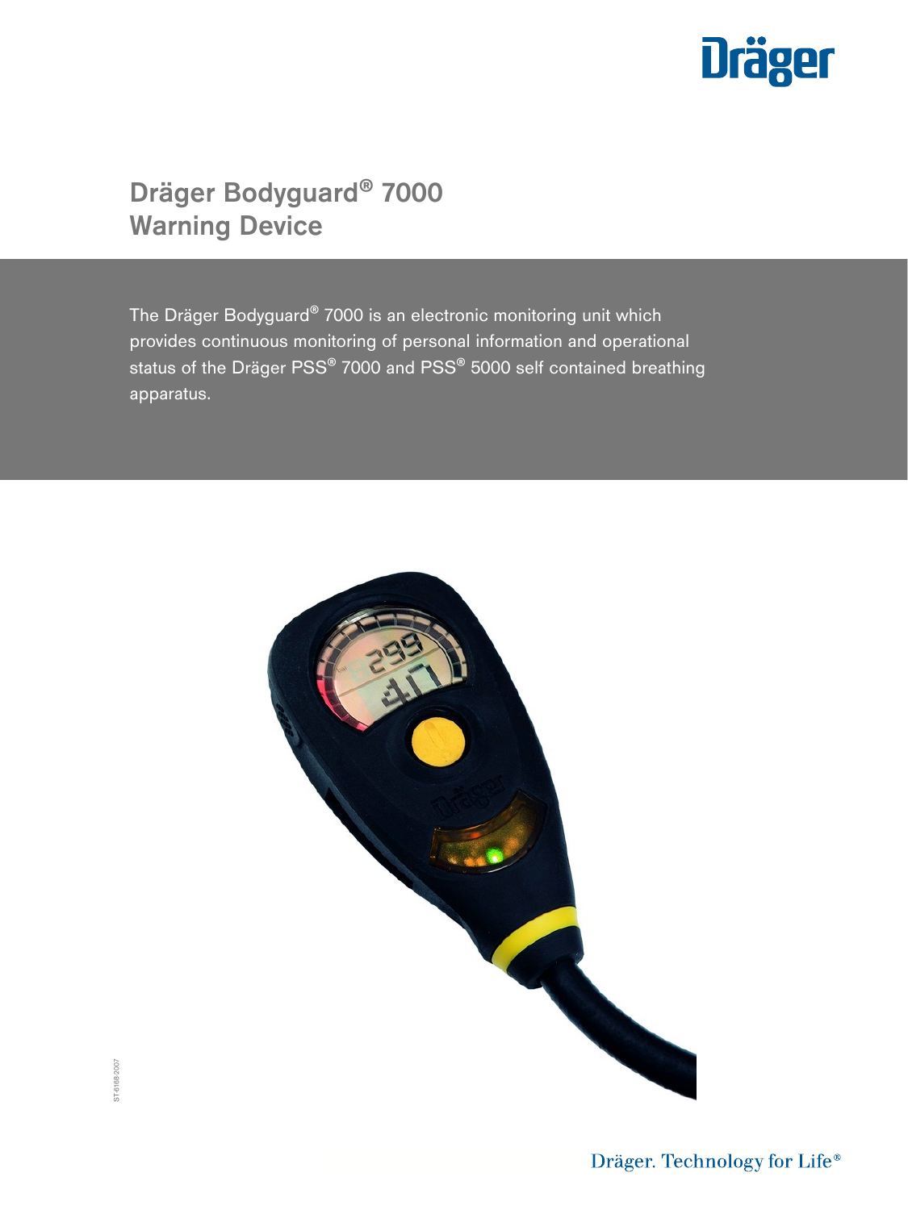# Dräger Bodyguard® 7000 Warning Device

The Dräger Bodyguard® 7000 is an electronic monitoring unit which provides continuous monitoring of personal information and operational status of the Dräger PSS® 7000 and PSS® 5000 self contained breathing apparatus.

ST-6168-2007

Dräger. Technology for Life®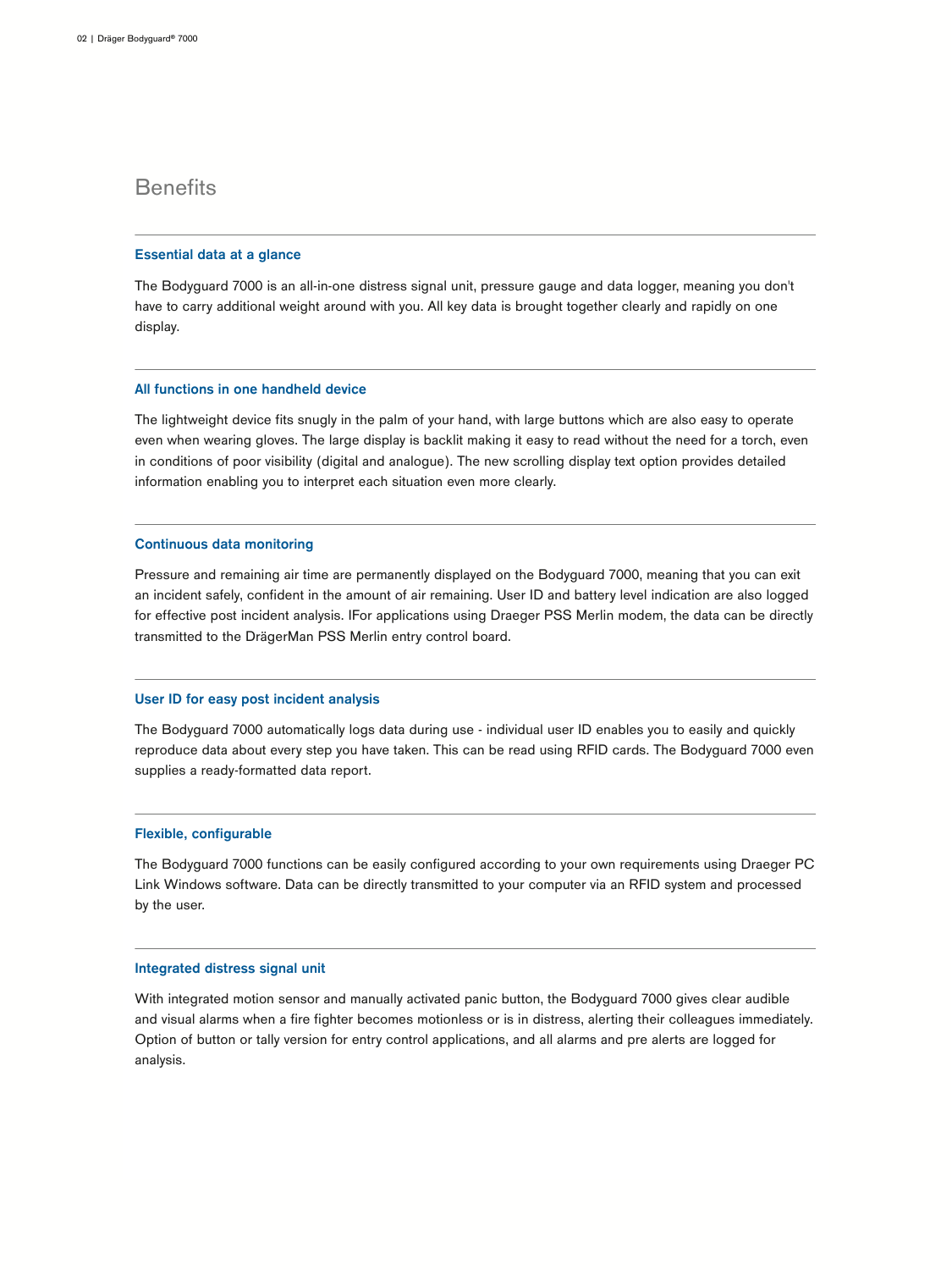# Benefits

## Essential data at a glance

The Bodyguard 7000 is an all-in-one distress signal unit, pressure gauge and data logger, meaning you don't have to carry additional weight around with you. All key data is brought together clearly and rapidly on one display.

## All functions in one handheld device

The lightweight device fits snugly in the palm of your hand, with large buttons which are also easy to operate even when wearing gloves. The large display is backlit making it easy to read without the need for a torch, even in conditions of poor visibility (digital and analogue). The new scrolling display text option provides detailed information enabling you to interpret each situation even more clearly.

## Continuous data monitoring

Pressure and remaining air time are permanently displayed on the Bodyguard 7000, meaning that you can exit an incident safely, confident in the amount of air remaining. User ID and battery level indication are also logged for effective post incident analysis. IFor applications using Draeger PSS Merlin modem, the data can be directly transmitted to the DrägerMan PSS Merlin entry control board.

## User ID for easy post incident analysis

The Bodyguard 7000 automatically logs data during use - individual user ID enables you to easily and quickly reproduce data about every step you have taken. This can be read using RFID cards. The Bodyguard 7000 even supplies a ready-formatted data report.

## Flexible, configurable

The Bodyguard 7000 functions can be easily configured according to your own requirements using Draeger PC Link Windows software. Data can be directly transmitted to your computer via an RFID system and processed by the user.

## Integrated distress signal unit

With integrated motion sensor and manually activated panic button, the Bodyguard 7000 gives clear audible and visual alarms when a fire fighter becomes motionless or is in distress, alerting their colleagues immediately. Option of button or tally version for entry control applications, and all alarms and pre alerts are logged for analysis.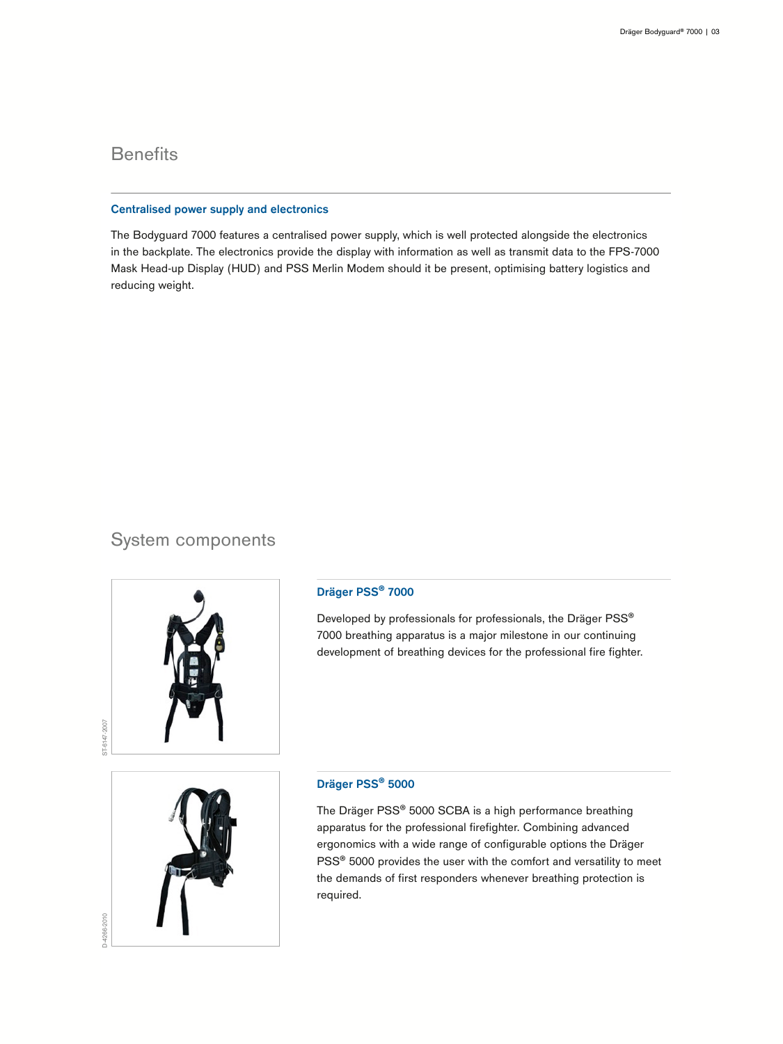## Benefits

### Centralised power supply and electronics

The Bodyguard 7000 features a centralised power supply, which is well protected alongside the electronics in the backplate. The electronics provide the display with information as well as transmit data to the FPS-7000 Mask Head-up Display (HUD) and PSS Merlin Modem should it be present, optimising battery logistics and reducing weight.

## System components

ST-6147-2007

### Dräger PSS® 7000

Developed by professionals for professionals, the Dräger PSS® 7000 breathing apparatus is a major milestone in our continuing development of breathing devices for the professional fire fighter.

D-4266-2010

### Dräger PSS® 5000

The Dräger PSS® 5000 SCBA is a high performance breathing apparatus for the professional firefighter. Combining advanced ergonomics with a wide range of configurable options the Dräger PSS® 5000 provides the user with the comfort and versatility to meet the demands of first responders whenever breathing protection is required.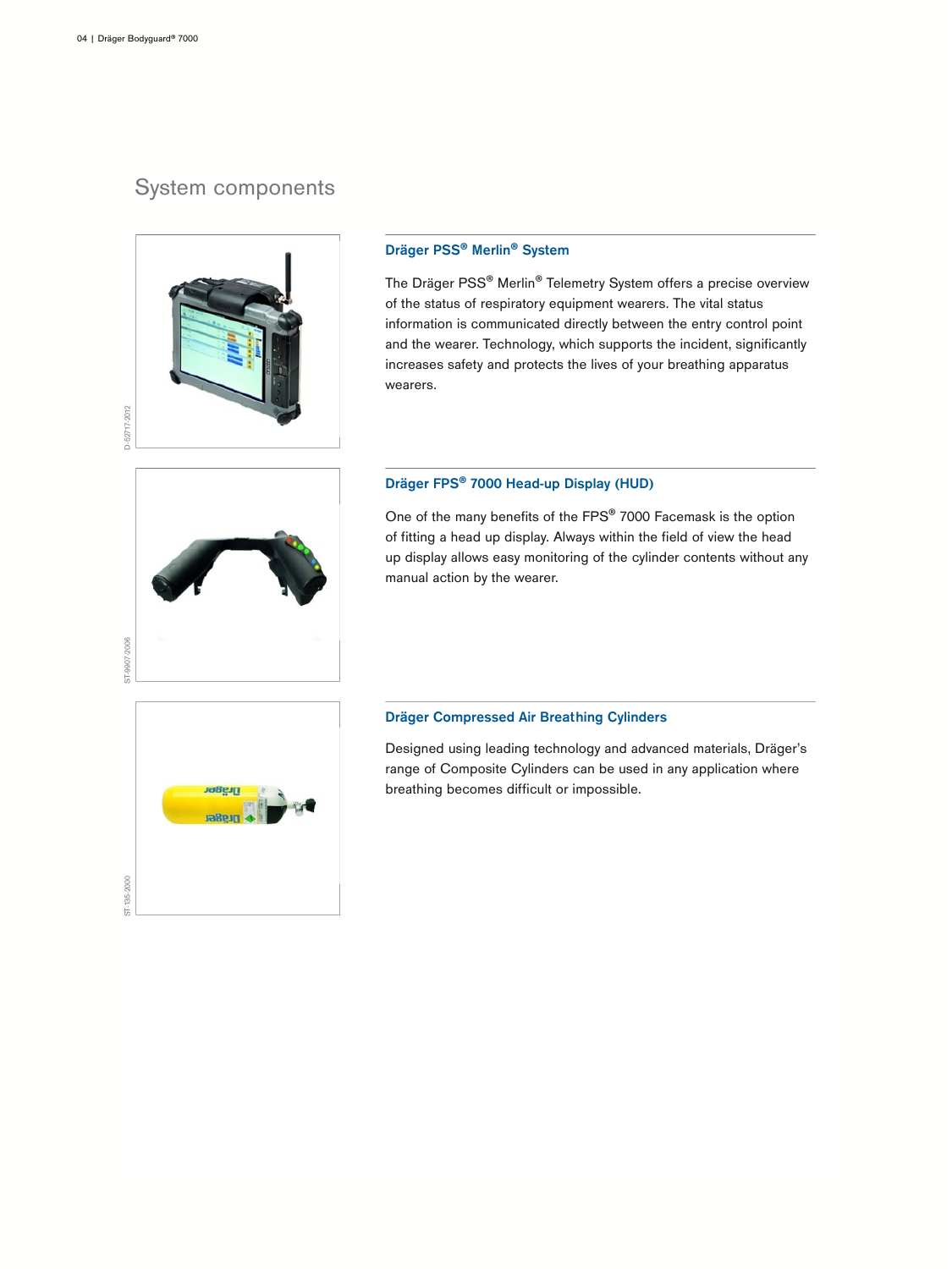## System components

### Dräger PSS® Merlin® System

The Dräger PSS® Merlin® Telemetry System offers a precise overview of the status of respiratory equipment wearers. The vital status information is communicated directly between the entry control point and the wearer. Technology, which supports the incident, significantly increases safety and protects the lives of your breathing apparatus wearers.

### Dräger FPS® 7000 Head-up Display (HUD)

One of the many benefits of the FPS® 7000 Facemask is the option of fitting a head up display. Always within the field of view the head up display allows easy monitoring of the cylinder contents without any manual action by the wearer.

### Dräger Compressed Air Breathing Cylinders

Designed using leading technology and advanced materials, Dräger's range of Composite Cylinders can be used in any application where breathing becomes difficult or impossible.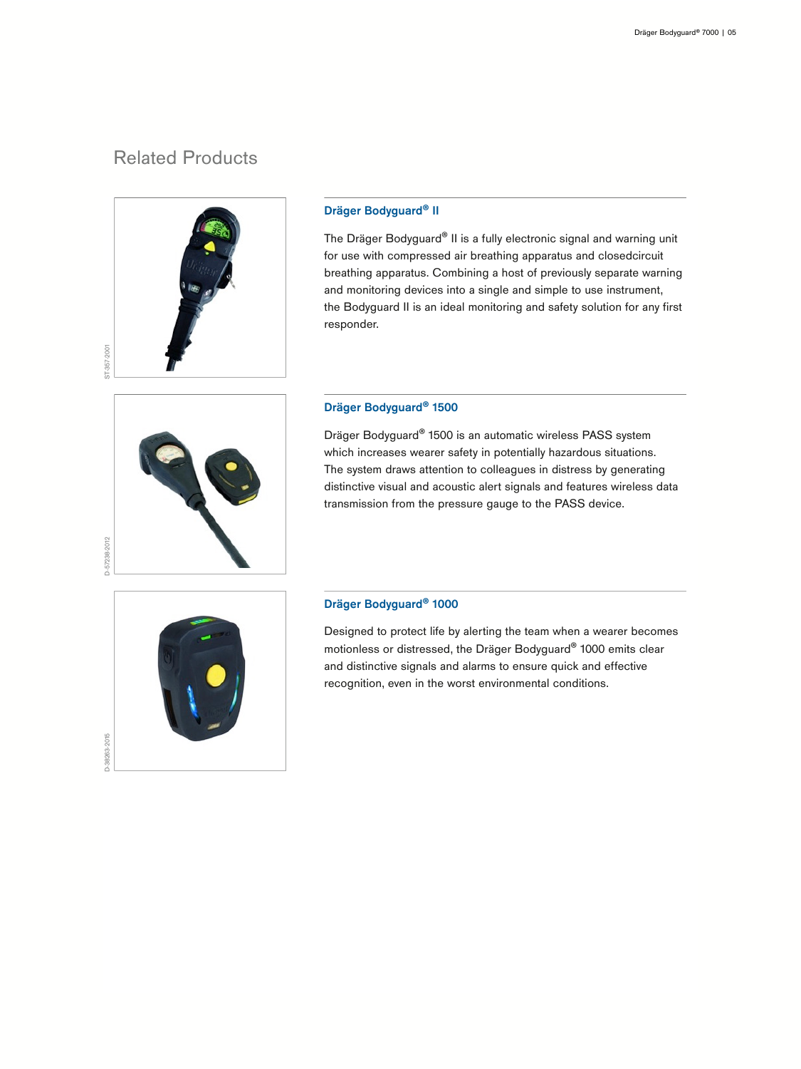## Related Products

### Dräger Bodyguard® II

The Dräger Bodyguard® II is a fully electronic signal and warning unit for use with compressed air breathing apparatus and closedcircuit breathing apparatus. Combining a host of previously separate warning and monitoring devices into a single and simple to use instrument, the Bodyguard II is an ideal monitoring and safety solution for any first responder.

ST-357-2001

### Dräger Bodyguard® 1500

Dräger Bodyguard® 1500 is an automatic wireless PASS system which increases wearer safety in potentially hazardous situations. The system draws attention to colleagues in distress by generating distinctive visual and acoustic alert signals and features wireless data transmission from the pressure gauge to the PASS device.

D-57238-2012

### Dräger Bodyguard® 1000

Designed to protect life by alerting the team when a wearer becomes motionless or distressed, the Dräger Bodyguard® 1000 emits clear and distinctive signals and alarms to ensure quick and effective recognition, even in the worst environmental conditions.

D-38263-2015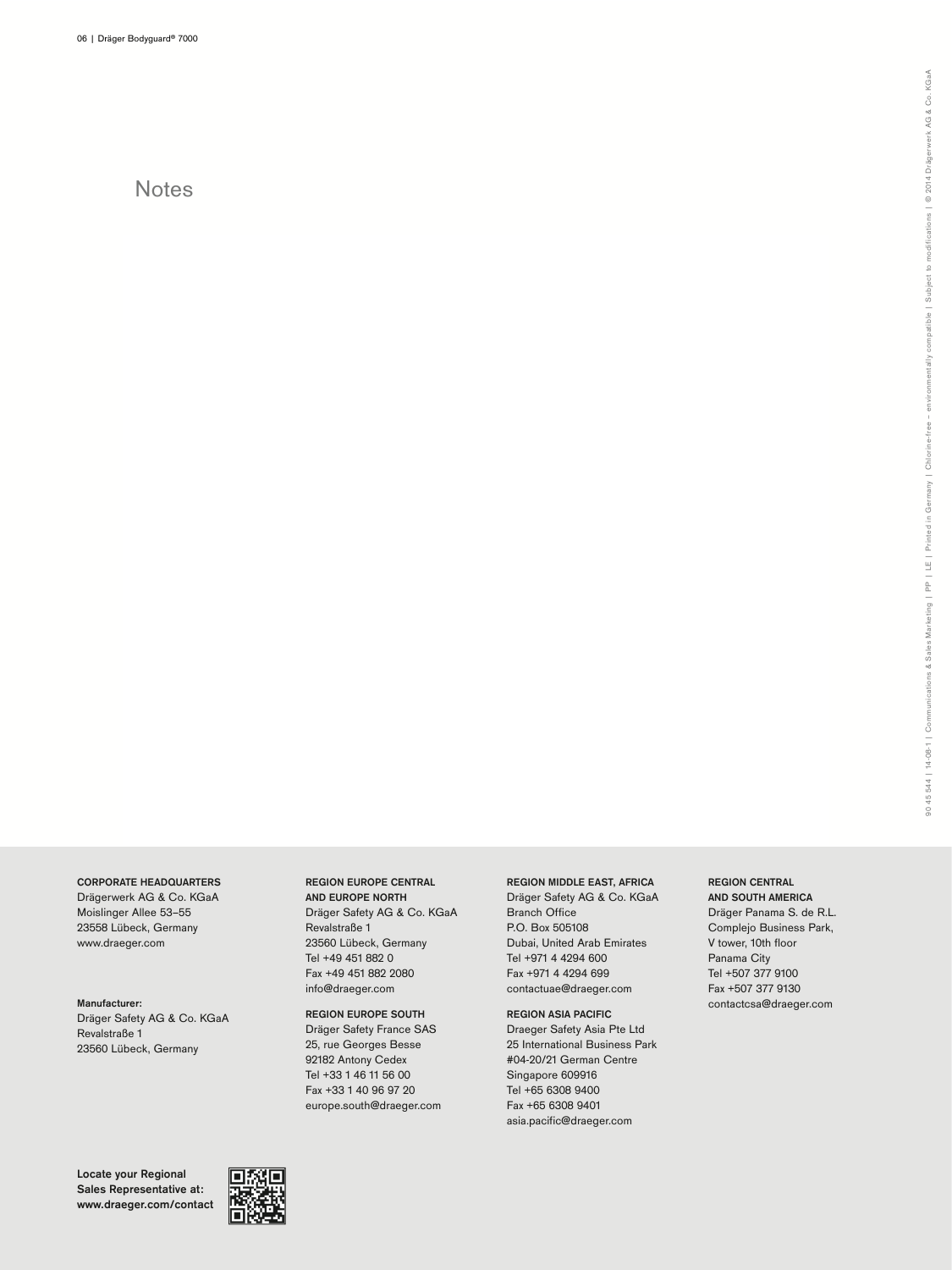## Notes

**CORPORATE HEADQUARTERS**
Drägerwerk AG & Co. KGaA
Moislinger Allee 53–55
23558 Lübeck, Germany
www.draeger.com

**Manufacturer:**
Dräger Safety AG & Co. KGaA
Revalstraße 1
23560 Lübeck, Germany

**REGION EUROPE CENTRAL AND EUROPE NORTH**
Dräger Safety AG & Co. KGaA
Revalstraße 1
23560 Lübeck, Germany
Tel +49 451 882 0
Fax +49 451 882 2080
info@draeger.com

**REGION EUROPE SOUTH**
Dräger Safety France SAS
25, rue Georges Besse
92182 Antony Cedex
Tel +33 1 46 11 56 00
Fax +33 1 40 96 97 20
europe.south@draeger.com

**REGION MIDDLE EAST, AFRICA**
Dräger Safety AG & Co. KGaA
Branch Office
P.O. Box 505108
Dubai, United Arab Emirates
Tel +971 4 4294 600
Fax +971 4 4294 699
contactuae@draeger.com

**REGION ASIA PACIFIC**
Draeger Safety Asia Pte Ltd
25 International Business Park
#04-20/21 German Centre
Singapore 609916
Tel +65 6308 9400
Fax +65 6308 9401
asia.pacific@draeger.com

**REGION CENTRAL AND SOUTH AMERICA**
Dräger Panama S. de R.L.
Complejo Business Park,
V tower, 10th floor
Panama City
Tel +507 377 9100
Fax +507 377 9130
contactcsa@draeger.com

**Locate your Regional Sales Representative at: www.draeger.com/contact**

90 45 544 | 14-08-1 | Communications & Sales Marketing | PP | LE | Printed in Germany | Chlorine-free – environmentally compatible | Subject to modifications | © 2014 Drägerwerk AG & Co. KGaA